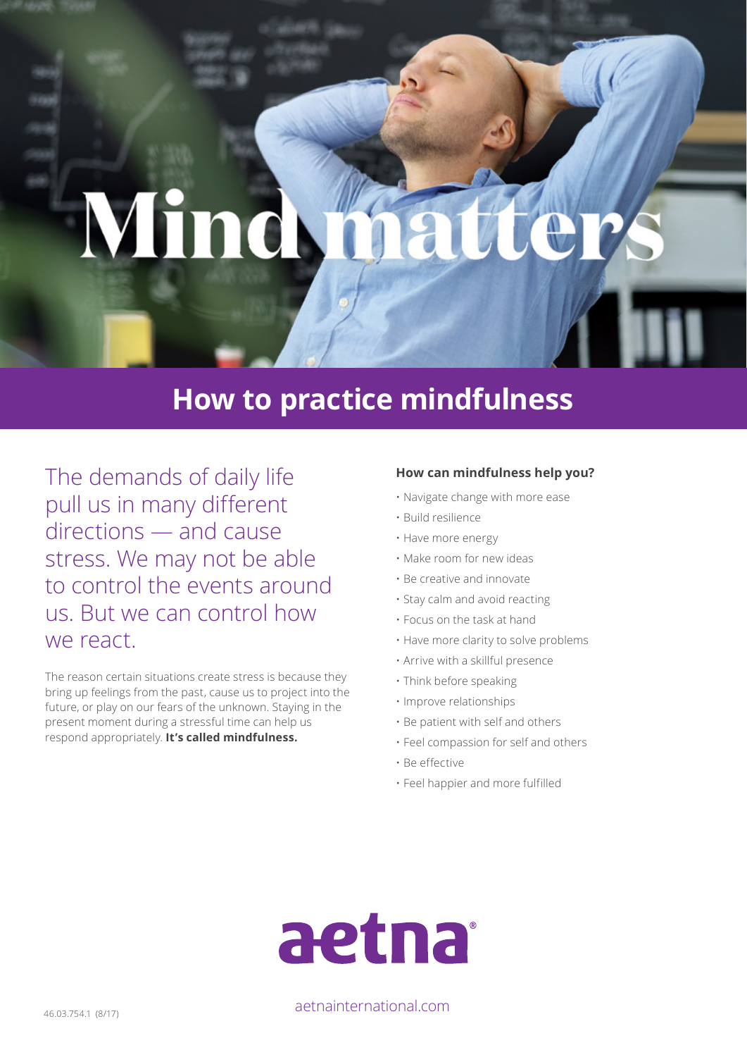# Mind matters

## How to practice mindfulness

The demands of daily life pull us in many different directions — and cause stress. We may not be able to control the events around us. But we can control how we react.

The reason certain situations create stress is because they bring up feelings from the past, cause us to project into the future, or play on our fears of the unknown. Staying in the present moment during a stressful time can help us respond appropriately. **It's called mindfulness.**

**How can mindfulness help you?**

- Navigate change with more ease
- Build resilience
- Have more energy
- Make room for new ideas
- Be creative and innovate
- Stay calm and avoid reacting
- Focus on the task at hand
- Have more clarity to solve problems
- Arrive with a skillful presence
- Think before speaking
- Improve relationships
- Be patient with self and others
- Feel compassion for self and others
- Be effective
- Feel happier and more fulfilled

aetna®

aetnainternational.com

46.03.754.1 (8/17)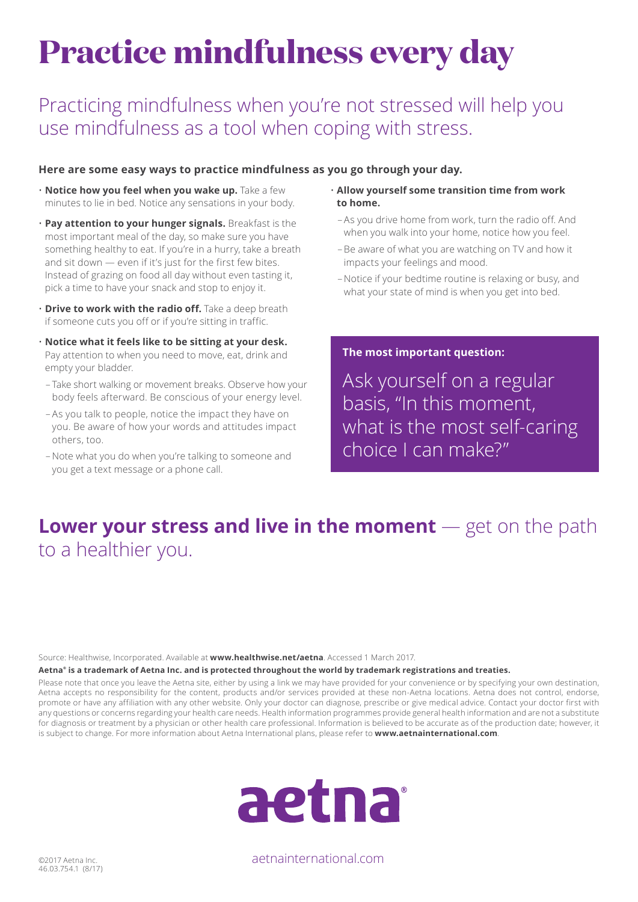# Practice mindfulness every day

Practicing mindfulness when you're not stressed will help you use mindfulness as a tool when coping with stress.

**Here are some easy ways to practice mindfulness as you go through your day.**

- **Notice how you feel when you wake up.** Take a few minutes to lie in bed. Notice any sensations in your body.
- **Pay attention to your hunger signals.** Breakfast is the most important meal of the day, so make sure you have something healthy to eat. If you're in a hurry, take a breath and sit down — even if it's just for the first few bites. Instead of grazing on food all day without even tasting it, pick a time to have your snack and stop to enjoy it.
- **Drive to work with the radio off.** Take a deep breath if someone cuts you off or if you're sitting in traffic.
- **Notice what it feels like to be sitting at your desk.** Pay attention to when you need to move, eat, drink and empty your bladder.
  - Take short walking or movement breaks. Observe how your body feels afterward. Be conscious of your energy level.
  - As you talk to people, notice the impact they have on you. Be aware of how your words and attitudes impact others, too.
  - Note what you do when you're talking to someone and you get a text message or a phone call.
- **Allow yourself some transition time from work to home.**
  - As you drive home from work, turn the radio off. And when you walk into your home, notice how you feel.
  - Be aware of what you are watching on TV and how it impacts your feelings and mood.
  - Notice if your bedtime routine is relaxing or busy, and what your state of mind is when you get into bed.

**The most important question:**

Ask yourself on a regular basis, "In this moment, what is the most self-caring choice I can make?"

## **Lower your stress and live in the moment** — get on the path to a healthier you.

Source: Healthwise, Incorporated. Available at **www.healthwise.net/aetna**. Accessed 1 March 2017.

**Aetna® is a trademark of Aetna Inc. and is protected throughout the world by trademark registrations and treaties.**

Please note that once you leave the Aetna site, either by using a link we may have provided for your convenience or by specifying your own destination, Aetna accepts no responsibility for the content, products and/or services provided at these non-Aetna locations. Aetna does not control, endorse, promote or have any affiliation with any other website. Only your doctor can diagnose, prescribe or give medical advice. Contact your doctor first with any questions or concerns regarding your health care needs. Health information programmes provide general health information and are not a substitute for diagnosis or treatment by a physician or other health care professional. Information is believed to be accurate as of the production date; however, it is subject to change. For more information about Aetna International plans, please refer to **www.aetnainternational.com**.

aetna®

©2017 Aetna Inc.
46.03.754.1 (8/17)

aetnainternational.com